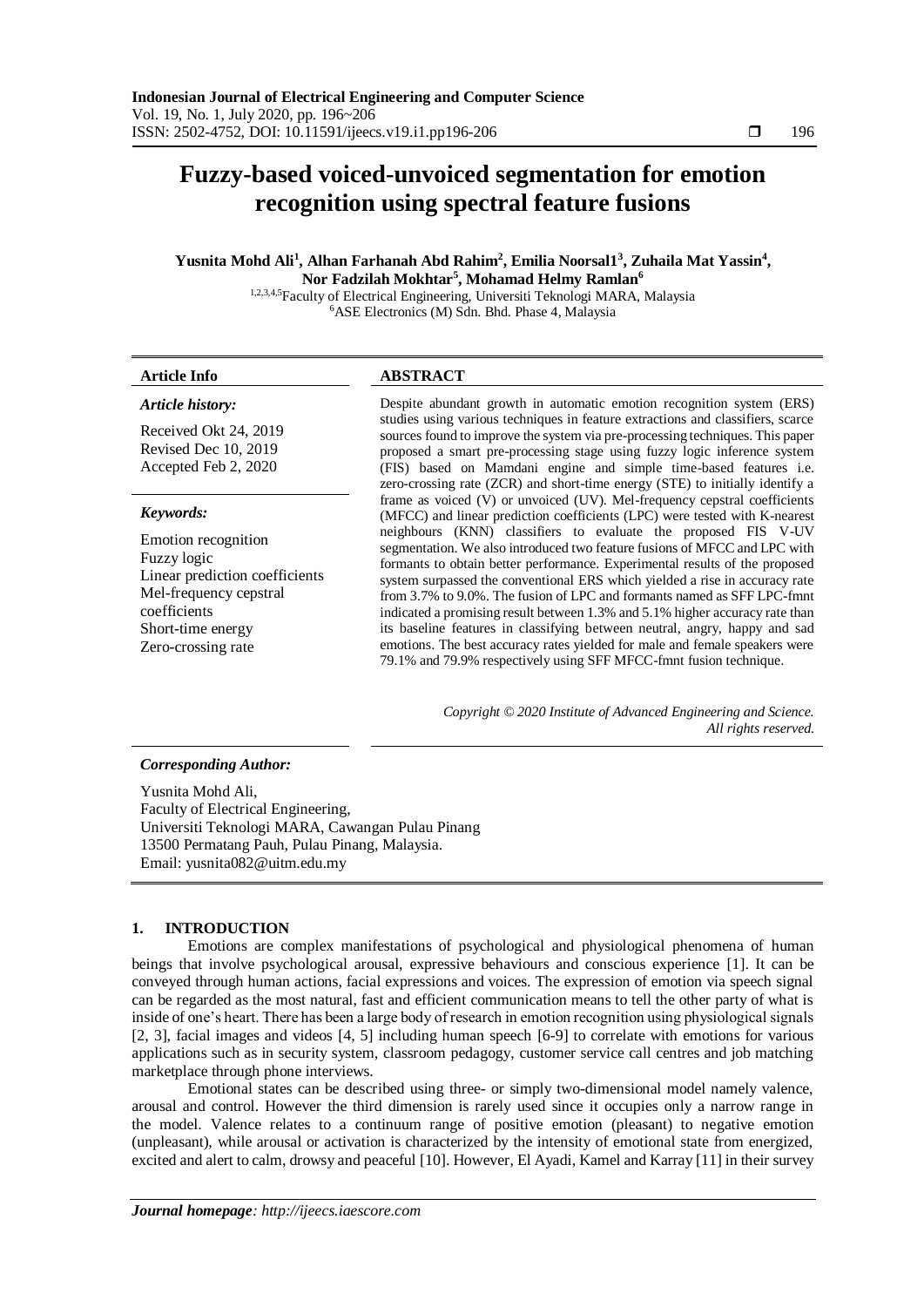# Fuzzy-based voiced-unvoiced segmentation for emotion recognition using spectral feature fusions

**Yusnita Mohd Ali[1], Alhan Farhanah Abd Rahim[2], Emilia Noorsal1[3], Zuhaila Mat Yassin[4], Nor Fadzilah Mokhtar[5], Mohamad Helmy Ramlan[6]**

[1,2,3,4,5]Faculty of Electrical Engineering, Universiti Teknologi MARA, Malaysia
[6]ASE Electronics (M) Sdn. Bhd. Phase 4, Malaysia

**Article Info**

*Article history:*

Received Okt 24, 2019
Revised Dec 10, 2019
Accepted Feb 2, 2020

*Keywords:*

Emotion recognition
Fuzzy logic
Linear prediction coefficients
Mel-frequency cepstral coefficients
Short-time energy
Zero-crossing rate

**ABSTRACT**

Despite abundant growth in automatic emotion recognition system (ERS) studies using various techniques in feature extractions and classifiers, scarce sources found to improve the system via pre-processing techniques. This paper proposed a smart pre-processing stage using fuzzy logic inference system (FIS) based on Mamdani engine and simple time-based features i.e. zero-crossing rate (ZCR) and short-time energy (STE) to initially identify a frame as voiced (V) or unvoiced (UV). Mel-frequency cepstral coefficients (MFCC) and linear prediction coefficients (LPC) were tested with K-nearest neighbours (KNN) classifiers to evaluate the proposed FIS V-UV segmentation. We also introduced two feature fusions of MFCC and LPC with formants to obtain better performance. Experimental results of the proposed system surpassed the conventional ERS which yielded a rise in accuracy rate from 3.7% to 9.0%. The fusion of LPC and formants named as SFF LPC-fmnt indicated a promising result between 1.3% and 5.1% higher accuracy rate than its baseline features in classifying between neutral, angry, happy and sad emotions. The best accuracy rates yielded for male and female speakers were 79.1% and 79.9% respectively using SFF MFCC-fmnt fusion technique.

*Copyright © 2020 Institute of Advanced Engineering and Science. All rights reserved.*

***Corresponding Author:***

Yusnita Mohd Ali,
Faculty of Electrical Engineering,
Universiti Teknologi MARA, Cawangan Pulau Pinang
13500 Permatang Pauh, Pulau Pinang, Malaysia.
Email: yusnita082@uitm.edu.my

## 1. INTRODUCTION

Emotions are complex manifestations of psychological and physiological phenomena of human beings that involve psychological arousal, expressive behaviours and conscious experience [1]. It can be conveyed through human actions, facial expressions and voices. The expression of emotion via speech signal can be regarded as the most natural, fast and efficient communication means to tell the other party of what is inside of one's heart. There has been a large body of research in emotion recognition using physiological signals [2, 3], facial images and videos [4, 5] including human speech [6-9] to correlate with emotions for various applications such as in security system, classroom pedagogy, customer service call centres and job matching marketplace through phone interviews.

Emotional states can be described using three- or simply two-dimensional model namely valence, arousal and control. However the third dimension is rarely used since it occupies only a narrow range in the model. Valence relates to a continuum range of positive emotion (pleasant) to negative emotion (unpleasant), while arousal or activation is characterized by the intensity of emotional state from energized, excited and alert to calm, drowsy and peaceful [10]. However, El Ayadi, Kamel and Karray [11] in their survey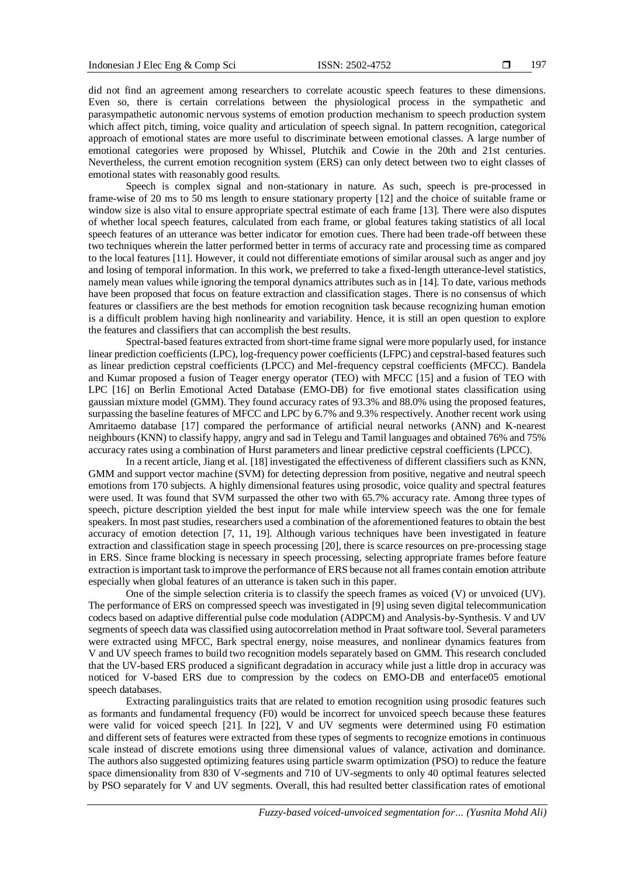did not find an agreement among researchers to correlate acoustic speech features to these dimensions. Even so, there is certain correlations between the physiological process in the sympathetic and parasympathetic autonomic nervous systems of emotion production mechanism to speech production system which affect pitch, timing, voice quality and articulation of speech signal. In pattern recognition, categorical approach of emotional states are more useful to discriminate between emotional classes. A large number of emotional categories were proposed by Whissel, Plutchik and Cowie in the 20th and 21st centuries. Nevertheless, the current emotion recognition system (ERS) can only detect between two to eight classes of emotional states with reasonably good results.

Speech is complex signal and non-stationary in nature. As such, speech is pre-processed in frame-wise of 20 ms to 50 ms length to ensure stationary property [12] and the choice of suitable frame or window size is also vital to ensure appropriate spectral estimate of each frame [13]. There were also disputes of whether local speech features, calculated from each frame, or global features taking statistics of all local speech features of an utterance was better indicator for emotion cues. There had been trade-off between these two techniques wherein the latter performed better in terms of accuracy rate and processing time as compared to the local features [11]. However, it could not differentiate emotions of similar arousal such as anger and joy and losing of temporal information. In this work, we preferred to take a fixed-length utterance-level statistics, namely mean values while ignoring the temporal dynamics attributes such as in [14]. To date, various methods have been proposed that focus on feature extraction and classification stages. There is no consensus of which features or classifiers are the best methods for emotion recognition task because recognizing human emotion is a difficult problem having high nonlinearity and variability. Hence, it is still an open question to explore the features and classifiers that can accomplish the best results.

Spectral-based features extracted from short-time frame signal were more popularly used, for instance linear prediction coefficients (LPC), log-frequency power coefficients (LFPC) and cepstral-based features such as linear prediction cepstral coefficients (LPCC) and Mel-frequency cepstral coefficients (MFCC). Bandela and Kumar proposed a fusion of Teager energy operator (TEO) with MFCC [15] and a fusion of TEO with LPC [16] on Berlin Emotional Acted Database (EMO-DB) for five emotional states classification using gaussian mixture model (GMM). They found accuracy rates of 93.3% and 88.0% using the proposed features, surpassing the baseline features of MFCC and LPC by 6.7% and 9.3% respectively. Another recent work using Amritaemo database [17] compared the performance of artificial neural networks (ANN) and K-nearest neighbours (KNN) to classify happy, angry and sad in Telegu and Tamil languages and obtained 76% and 75% accuracy rates using a combination of Hurst parameters and linear predictive cepstral coefficients (LPCC).

In a recent article, Jiang et al. [18] investigated the effectiveness of different classifiers such as KNN, GMM and support vector machine (SVM) for detecting depression from positive, negative and neutral speech emotions from 170 subjects. A highly dimensional features using prosodic, voice quality and spectral features were used. It was found that SVM surpassed the other two with 65.7% accuracy rate. Among three types of speech, picture description yielded the best input for male while interview speech was the one for female speakers. In most past studies, researchers used a combination of the aforementioned features to obtain the best accuracy of emotion detection [7, 11, 19]. Although various techniques have been investigated in feature extraction and classification stage in speech processing [20], there is scarce resources on pre-processing stage in ERS. Since frame blocking is necessary in speech processing, selecting appropriate frames before feature extraction is important task to improve the performance of ERS because not all frames contain emotion attribute especially when global features of an utterance is taken such in this paper.

One of the simple selection criteria is to classify the speech frames as voiced (V) or unvoiced (UV). The performance of ERS on compressed speech was investigated in [9] using seven digital telecommunication codecs based on adaptive differential pulse code modulation (ADPCM) and Analysis-by-Synthesis. V and UV segments of speech data was classified using autocorrelation method in Praat software tool. Several parameters were extracted using MFCC, Bark spectral energy, noise measures, and nonlinear dynamics features from V and UV speech frames to build two recognition models separately based on GMM. This research concluded that the UV-based ERS produced a significant degradation in accuracy while just a little drop in accuracy was noticed for V-based ERS due to compression by the codecs on EMO-DB and enterface05 emotional speech databases.

Extracting paralinguistics traits that are related to emotion recognition using prosodic features such as formants and fundamental frequency (F0) would be incorrect for unvoiced speech because these features were valid for voiced speech [21]. In [22], V and UV segments were determined using F0 estimation and different sets of features were extracted from these types of segments to recognize emotions in continuous scale instead of discrete emotions using three dimensional values of valance, activation and dominance. The authors also suggested optimizing features using particle swarm optimization (PSO) to reduce the feature space dimensionality from 830 of V-segments and 710 of UV-segments to only 40 optimal features selected by PSO separately for V and UV segments. Overall, this had resulted better classification rates of emotional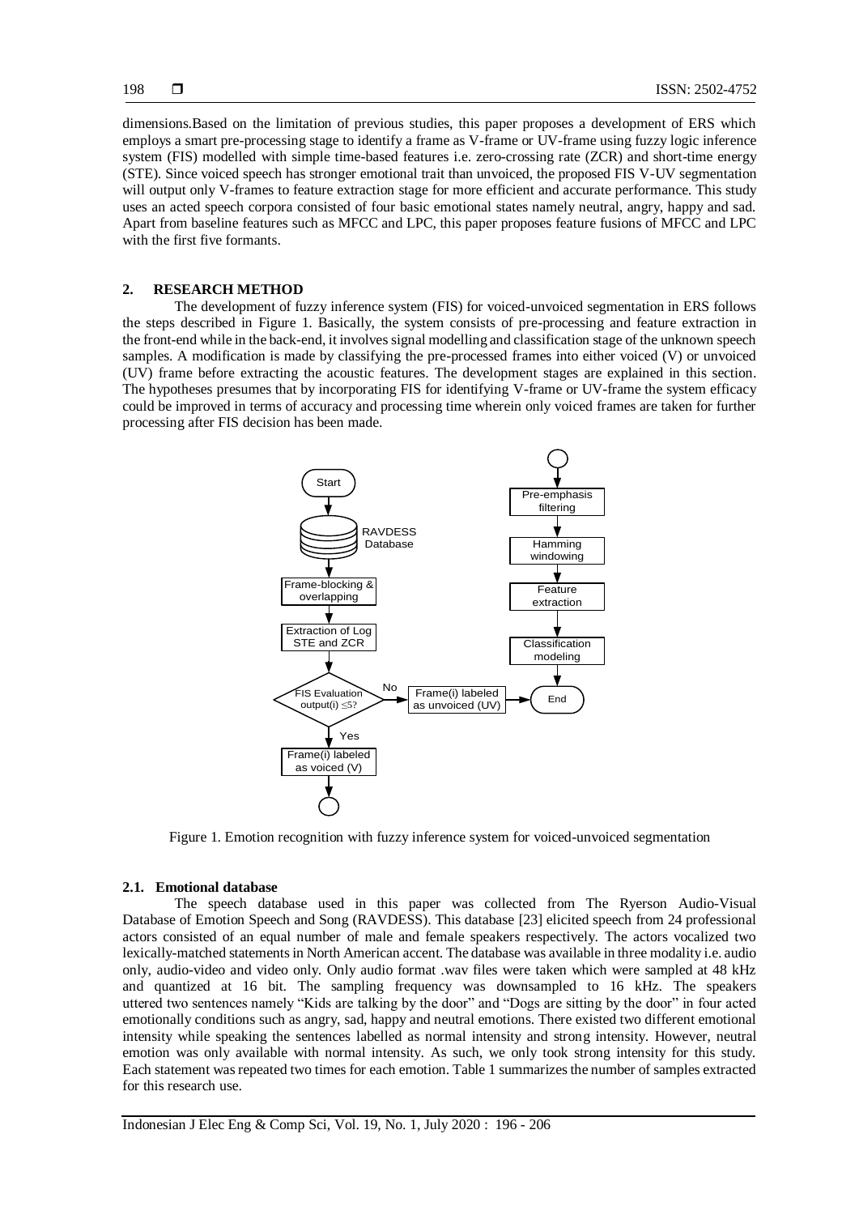dimensions.Based on the limitation of previous studies, this paper proposes a development of ERS which employs a smart pre-processing stage to identify a frame as V-frame or UV-frame using fuzzy logic inference system (FIS) modelled with simple time-based features i.e. zero-crossing rate (ZCR) and short-time energy (STE). Since voiced speech has stronger emotional trait than unvoiced, the proposed FIS V-UV segmentation will output only V-frames to feature extraction stage for more efficient and accurate performance. This study uses an acted speech corpora consisted of four basic emotional states namely neutral, angry, happy and sad. Apart from baseline features such as MFCC and LPC, this paper proposes feature fusions of MFCC and LPC with the first five formants.

## 2. RESEARCH METHOD

The development of fuzzy inference system (FIS) for voiced-unvoiced segmentation in ERS follows the steps described in Figure 1. Basically, the system consists of pre-processing and feature extraction in the front-end while in the back-end, it involves signal modelling and classification stage of the unknown speech samples. A modification is made by classifying the pre-processed frames into either voiced (V) or unvoiced (UV) frame before extracting the acoustic features. The development stages are explained in this section. The hypotheses presumes that by incorporating FIS for identifying V-frame or UV-frame the system efficacy could be improved in terms of accuracy and processing time wherein only voiced frames are taken for further processing after FIS decision has been made.

Start → RAVDESS Database → Frame-blocking & overlapping → Extraction of Log STE and ZCR → FIS Evaluation output(i) ≤5? → Yes: Frame(i) labeled as voiced (V) → Pre-emphasis filtering → Hamming windowing → Feature extraction → Classification modeling → End; No: Frame(i) labeled as unvoiced (UV) → End

Figure 1. Emotion recognition with fuzzy inference system for voiced-unvoiced segmentation

### 2.1. Emotional database

The speech database used in this paper was collected from The Ryerson Audio-Visual Database of Emotion Speech and Song (RAVDESS). This database [23] elicited speech from 24 professional actors consisted of an equal number of male and female speakers respectively. The actors vocalized two lexically-matched statements in North American accent. The database was available in three modality i.e. audio only, audio-video and video only. Only audio format .wav files were taken which were sampled at 48 kHz and quantized at 16 bit. The sampling frequency was downsampled to 16 kHz. The speakers uttered two sentences namely "Kids are talking by the door" and "Dogs are sitting by the door" in four acted emotionally conditions such as angry, sad, happy and neutral emotions. There existed two different emotional intensity while speaking the sentences labelled as normal intensity and strong intensity. However, neutral emotion was only available with normal intensity. As such, we only took strong intensity for this study. Each statement was repeated two times for each emotion. Table 1 summarizes the number of samples extracted for this research use.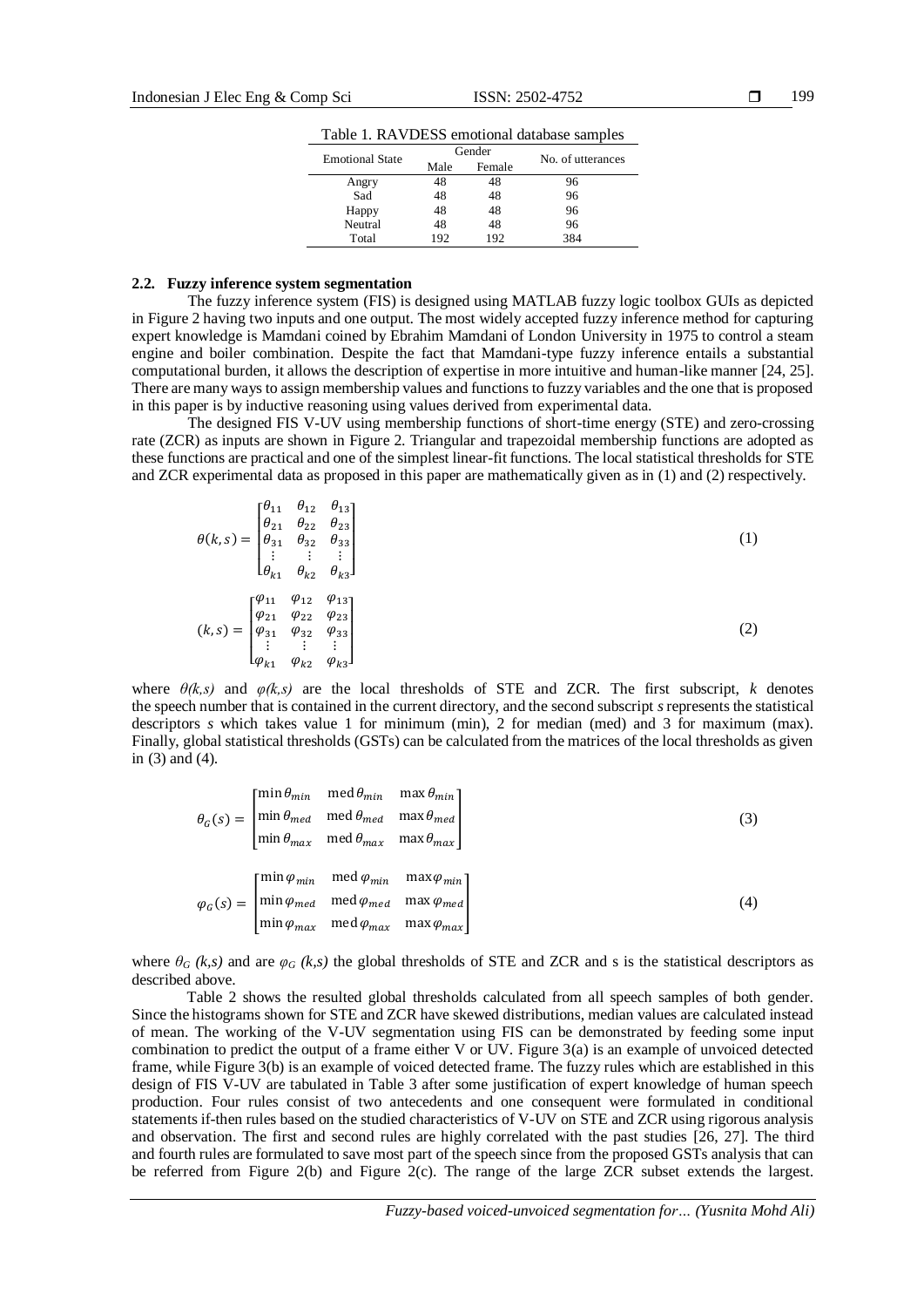Table 1. RAVDESS emotional database samples

| Emotional State | Gender | | No. of utterances |
|---|---|---|---|
| | Male | Female | |
| Angry | 48 | 48 | 96 |
| Sad | 48 | 48 | 96 |
| Happy | 48 | 48 | 96 |
| Neutral | 48 | 48 | 96 |
| Total | 192 | 192 | 384 |

### 2.2. Fuzzy inference system segmentation

The fuzzy inference system (FIS) is designed using MATLAB fuzzy logic toolbox GUIs as depicted in Figure 2 having two inputs and one output. The most widely accepted fuzzy inference method for capturing expert knowledge is Mamdani coined by Ebrahim Mamdani of London University in 1975 to control a steam engine and boiler combination. Despite the fact that Mamdani-type fuzzy inference entails a substantial computational burden, it allows the description of expertise in more intuitive and human-like manner [24, 25]. There are many ways to assign membership values and functions to fuzzy variables and the one that is proposed in this paper is by inductive reasoning using values derived from experimental data.

The designed FIS V-UV using membership functions of short-time energy (STE) and zero-crossing rate (ZCR) as inputs are shown in Figure 2. Triangular and trapezoidal membership functions are adopted as these functions are practical and one of the simplest linear-fit functions. The local statistical thresholds for STE and ZCR experimental data as proposed in this paper are mathematically given as in (1) and (2) respectively.

$$\theta(k,s) = \begin{bmatrix} \theta_{11} & \theta_{12} & \theta_{13} \\ \theta_{21} & \theta_{22} & \theta_{23} \\ \theta_{31} & \theta_{32} & \theta_{33} \\ \vdots & \vdots & \vdots \\ \theta_{k1} & \theta_{k2} & \theta_{k3} \end{bmatrix} \tag{1}$$

$$(k,s) = \begin{bmatrix} \varphi_{11} & \varphi_{12} & \varphi_{13} \\ \varphi_{21} & \varphi_{22} & \varphi_{23} \\ \varphi_{31} & \varphi_{32} & \varphi_{33} \\ \vdots & \vdots & \vdots \\ \varphi_{k1} & \varphi_{k2} & \varphi_{k3} \end{bmatrix} \tag{2}$$

where $\theta(k,s)$ and $\varphi(k,s)$ are the local thresholds of STE and ZCR. The first subscript, $k$ denotes the speech number that is contained in the current directory, and the second subscript $s$ represents the statistical descriptors $s$ which takes value 1 for minimum (min), 2 for median (med) and 3 for maximum (max). Finally, global statistical thresholds (GSTs) can be calculated from the matrices of the local thresholds as given in (3) and (4).

$$\theta_G(s) = \begin{bmatrix} \min\theta_{min} & \mathrm{med}\,\theta_{min} & \max\theta_{min} \\ \min\theta_{med} & \mathrm{med}\,\theta_{med} & \max\theta_{med} \\ \min\theta_{max} & \mathrm{med}\,\theta_{max} & \max\theta_{max} \end{bmatrix} \tag{3}$$

$$\varphi_G(s) = \begin{bmatrix} \min\varphi_{min} & \mathrm{med}\,\varphi_{min} & \max\varphi_{min} \\ \min\varphi_{med} & \mathrm{med}\,\varphi_{med} & \max\varphi_{med} \\ \min\varphi_{max} & \mathrm{med}\,\varphi_{max} & \max\varphi_{max} \end{bmatrix} \tag{4}$$

where $\theta_G(k,s)$ and are $\varphi_G(k,s)$ the global thresholds of STE and ZCR and s is the statistical descriptors as described above.

Table 2 shows the resulted global thresholds calculated from all speech samples of both gender. Since the histograms shown for STE and ZCR have skewed distributions, median values are calculated instead of mean. The working of the V-UV segmentation using FIS can be demonstrated by feeding some input combination to predict the output of a frame either V or UV. Figure 3(a) is an example of unvoiced detected frame, while Figure 3(b) is an example of voiced detected frame. The fuzzy rules which are established in this design of FIS V-UV are tabulated in Table 3 after some justification of expert knowledge of human speech production. Four rules consist of two antecedents and one consequent were formulated in conditional statements if-then rules based on the studied characteristics of V-UV on STE and ZCR using rigorous analysis and observation. The first and second rules are highly correlated with the past studies [26, 27]. The third and fourth rules are formulated to save most part of the speech since from the proposed GSTs analysis that can be referred from Figure 2(b) and Figure 2(c). The range of the large ZCR subset extends the largest.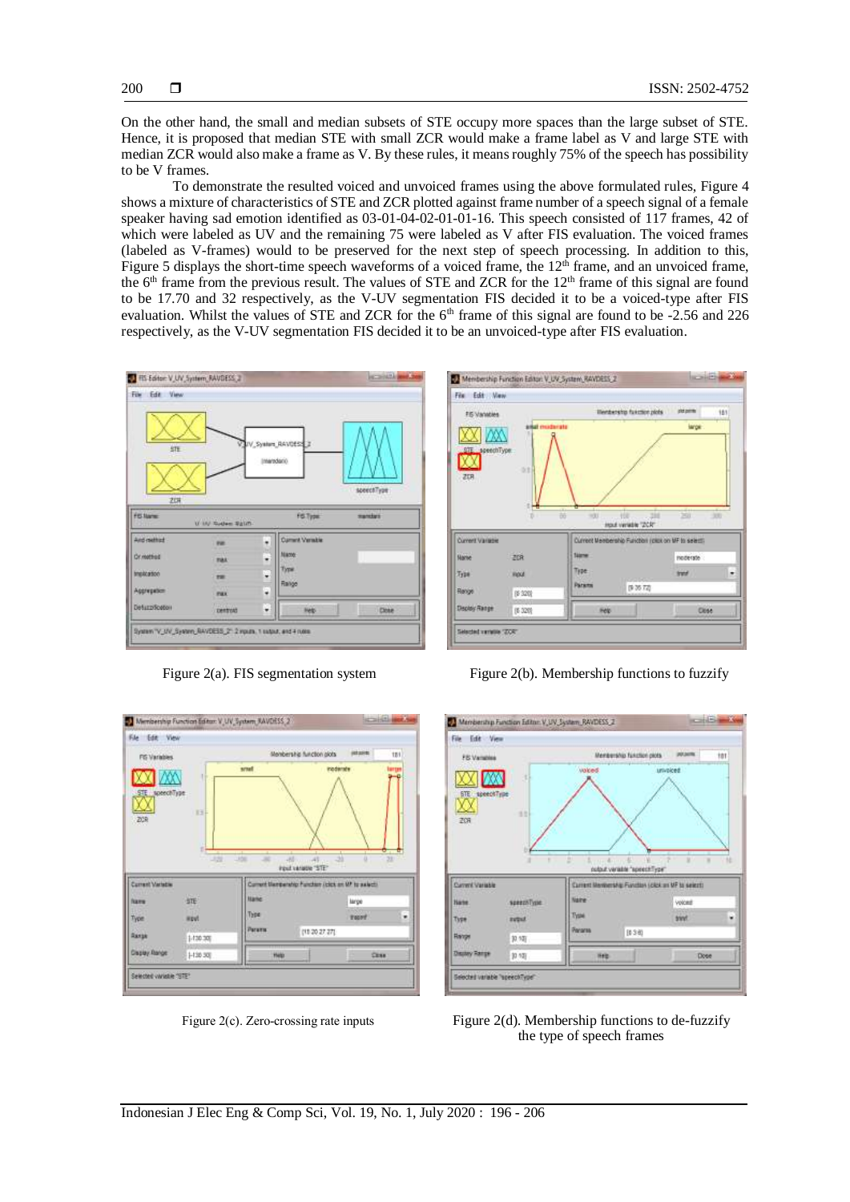On the other hand, the small and median subsets of STE occupy more spaces than the large subset of STE. Hence, it is proposed that median STE with small ZCR would make a frame label as V and large STE with median ZCR would also make a frame as V. By these rules, it means roughly 75% of the speech has possibility to be V frames.

To demonstrate the resulted voiced and unvoiced frames using the above formulated rules, Figure 4 shows a mixture of characteristics of STE and ZCR plotted against frame number of a speech signal of a female speaker having sad emotion identified as 03-01-04-02-01-01-16. This speech consisted of 117 frames, 42 of which were labeled as UV and the remaining 75 were labeled as V after FIS evaluation. The voiced frames (labeled as V-frames) would to be preserved for the next step of speech processing. In addition to this, Figure 5 displays the short-time speech waveforms of a voiced frame, the 12th frame, and an unvoiced frame, the 6th frame from the previous result. The values of STE and ZCR for the 12th frame of this signal are found to be 17.70 and 32 respectively, as the V-UV segmentation FIS decided it to be a voiced-type after FIS evaluation. Whilst the values of STE and ZCR for the 6th frame of this signal are found to be -2.56 and 226 respectively, as the V-UV segmentation FIS decided it to be an unvoiced-type after FIS evaluation.

Figure 2(a). FIS segmentation system

Figure 2(b). Membership functions to fuzzify

Figure 2(c). Zero-crossing rate inputs

Figure 2(d). Membership functions to de-fuzzify the type of speech frames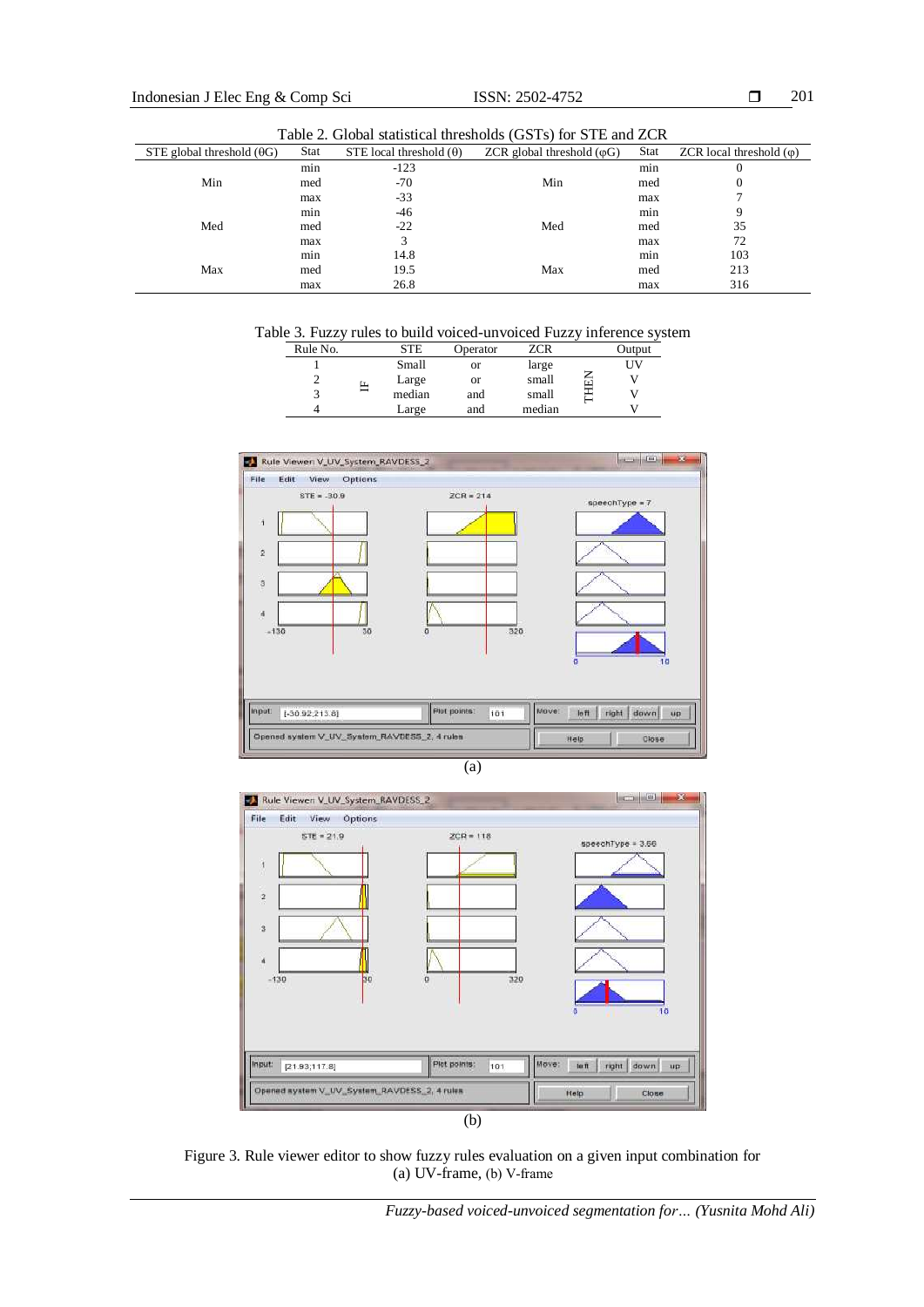Table 2. Global statistical thresholds (GSTs) for STE and ZCR

| STE global threshold (θG) | Stat | STE local threshold (θ) | ZCR global threshold (φG) | Stat | ZCR local threshold (φ) |
|---|---|---|---|---|---|
| | min | -123 | | min | 0 |
| Min | med | -70 | Min | med | 0 |
| | max | -33 | | max | 7 |
| | min | -46 | | min | 9 |
| Med | med | -22 | Med | med | 35 |
| | max | 3 | | max | 72 |
| | min | 14.8 | | min | 103 |
| Max | med | 19.5 | Max | med | 213 |
| | max | 26.8 | | max | 316 |

Table 3. Fuzzy rules to build voiced-unvoiced Fuzzy inference system

| Rule No. | | STE | Operator | ZCR | | Output |
|---|---|---|---|---|---|---|
| 1 | IF | Small | or | large | THEN | UV |
| 2 | | Large | or | small | | V |
| 3 | | median | and | small | | V |
| 4 | | Large | and | median | | V |

(a)

(b)

Figure 3. Rule viewer editor to show fuzzy rules evaluation on a given input combination for (a) UV-frame, (b) V-frame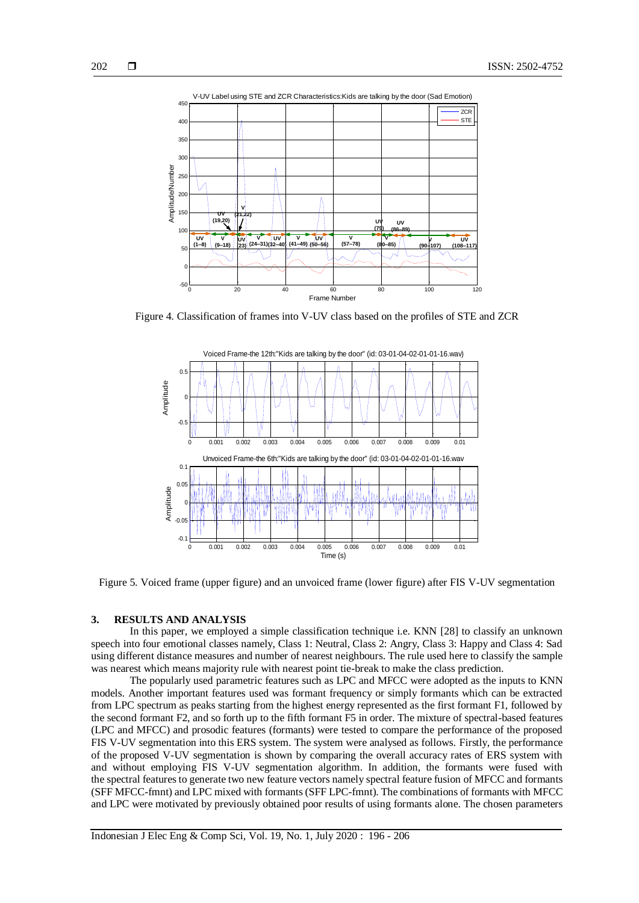Figure 4. Classification of frames into V-UV class based on the profiles of STE and ZCR

Figure 5. Voiced frame (upper figure) and an unvoiced frame (lower figure) after FIS V-UV segmentation

## 3. RESULTS AND ANALYSIS

In this paper, we employed a simple classification technique i.e. KNN [28] to classify an unknown speech into four emotional classes namely, Class 1: Neutral, Class 2: Angry, Class 3: Happy and Class 4: Sad using different distance measures and number of nearest neighbours. The rule used here to classify the sample was nearest which means majority rule with nearest point tie-break to make the class prediction.

The popularly used parametric features such as LPC and MFCC were adopted as the inputs to KNN models. Another important features used was formant frequency or simply formants which can be extracted from LPC spectrum as peaks starting from the highest energy represented as the first formant F1, followed by the second formant F2, and so forth up to the fifth formant F5 in order. The mixture of spectral-based features (LPC and MFCC) and prosodic features (formants) were tested to compare the performance of the proposed FIS V-UV segmentation into this ERS system. The system were analysed as follows. Firstly, the performance of the proposed V-UV segmentation is shown by comparing the overall accuracy rates of ERS system with and without employing FIS V-UV segmentation algorithm. In addition, the formants were fused with the spectral features to generate two new feature vectors namely spectral feature fusion of MFCC and formants (SFF MFCC-fmnt) and LPC mixed with formants (SFF LPC-fmnt). The combinations of formants with MFCC and LPC were motivated by previously obtained poor results of using formants alone. The chosen parameters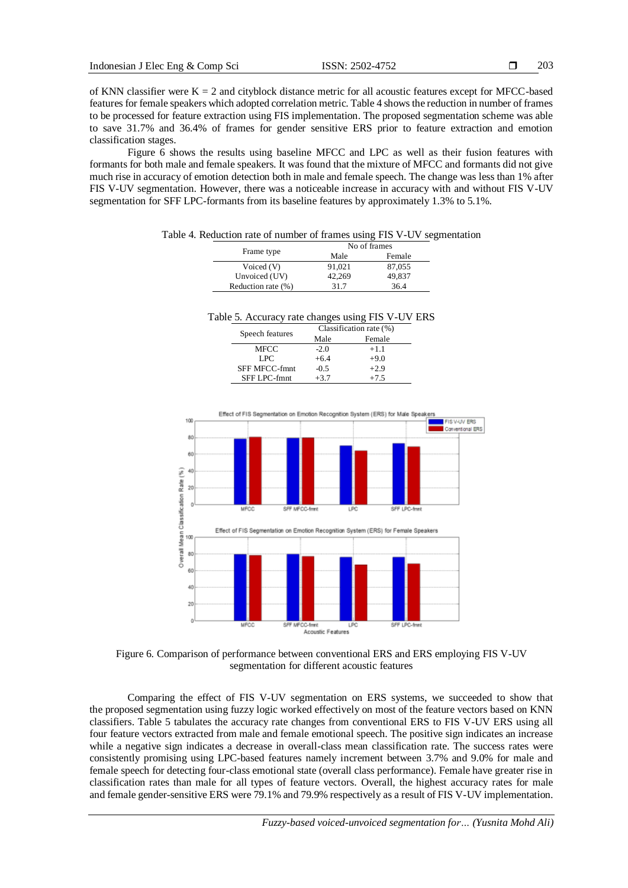of KNN classifier were K = 2 and cityblock distance metric for all acoustic features except for MFCC-based features for female speakers which adopted correlation metric. Table 4 shows the reduction in number of frames to be processed for feature extraction using FIS implementation. The proposed segmentation scheme was able to save 31.7% and 36.4% of frames for gender sensitive ERS prior to feature extraction and emotion classification stages.

Figure 6 shows the results using baseline MFCC and LPC as well as their fusion features with formants for both male and female speakers. It was found that the mixture of MFCC and formants did not give much rise in accuracy of emotion detection both in male and female speech. The change was less than 1% after FIS V-UV segmentation. However, there was a noticeable increase in accuracy with and without FIS V-UV segmentation for SFF LPC-formants from its baseline features by approximately 1.3% to 5.1%.

Table 4. Reduction rate of number of frames using FIS V-UV segmentation

| Frame type | No of frames | |
|---|---|---|
| | Male | Female |
| Voiced (V) | 91,021 | 87,055 |
| Unvoiced (UV) | 42,269 | 49,837 |
| Reduction rate (%) | 31.7 | 36.4 |

Table 5. Accuracy rate changes using FIS V-UV ERS

| Speech features | Classification rate (%) | |
|---|---|---|
| | Male | Female |
| MFCC | -2.0 | +1.1 |
| LPC | +6.4 | +9.0 |
| SFF MFCC-fmnt | -0.5 | +2.9 |
| SFF LPC-fmnt | +3.7 | +7.5 |

Figure 6. Comparison of performance between conventional ERS and ERS employing FIS V-UV segmentation for different acoustic features

Comparing the effect of FIS V-UV segmentation on ERS systems, we succeeded to show that the proposed segmentation using fuzzy logic worked effectively on most of the feature vectors based on KNN classifiers. Table 5 tabulates the accuracy rate changes from conventional ERS to FIS V-UV ERS using all four feature vectors extracted from male and female emotional speech. The positive sign indicates an increase while a negative sign indicates a decrease in overall-class mean classification rate. The success rates were consistently promising using LPC-based features namely increment between 3.7% and 9.0% for male and female speech for detecting four-class emotional state (overall class performance). Female have greater rise in classification rates than male for all types of feature vectors. Overall, the highest accuracy rates for male and female gender-sensitive ERS were 79.1% and 79.9% respectively as a result of FIS V-UV implementation.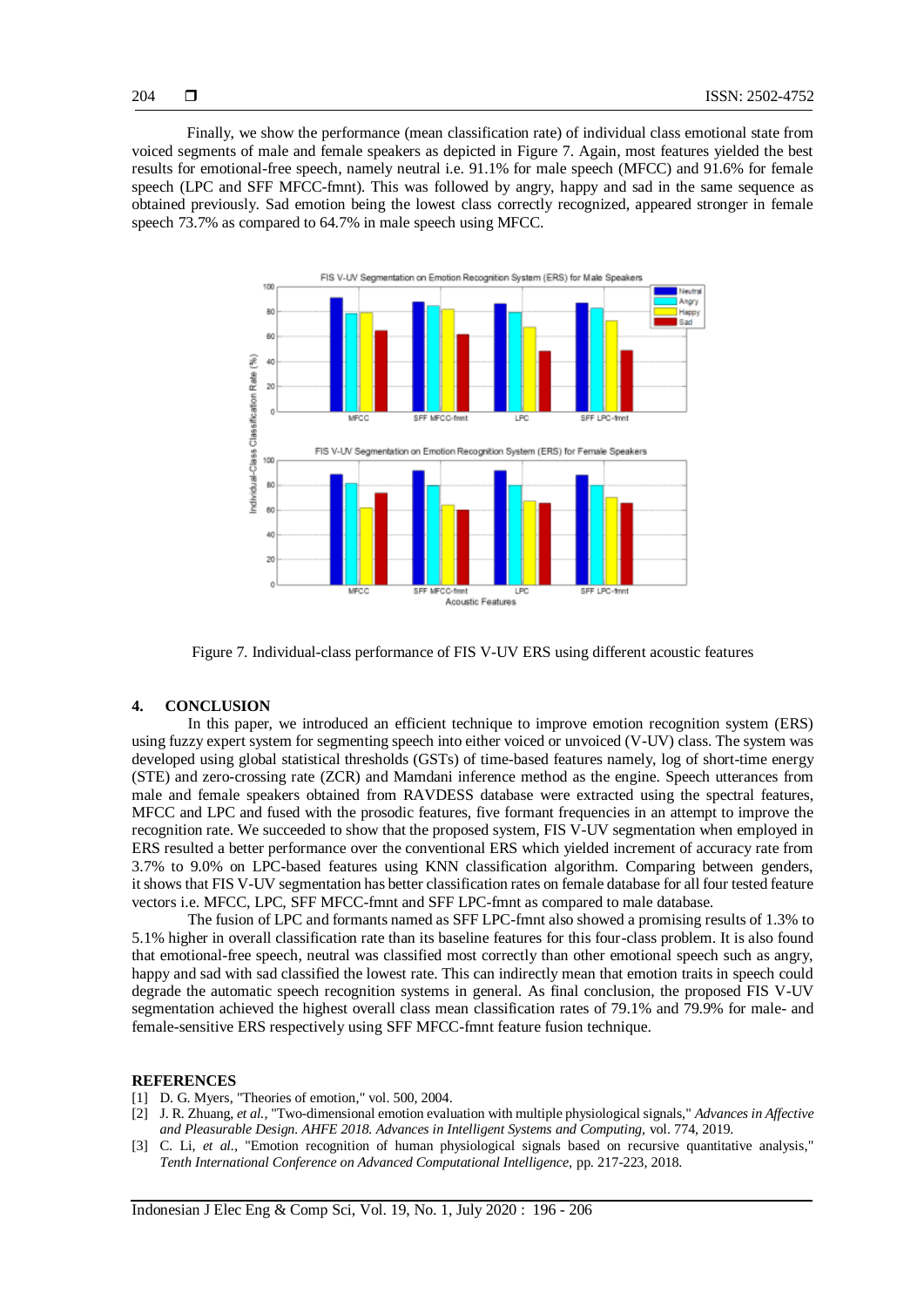Finally, we show the performance (mean classification rate) of individual class emotional state from voiced segments of male and female speakers as depicted in Figure 7. Again, most features yielded the best results for emotional-free speech, namely neutral i.e. 91.1% for male speech (MFCC) and 91.6% for female speech (LPC and SFF MFCC-fmnt). This was followed by angry, happy and sad in the same sequence as obtained previously. Sad emotion being the lowest class correctly recognized, appeared stronger in female speech 73.7% as compared to 64.7% in male speech using MFCC.

Figure 7. Individual-class performance of FIS V-UV ERS using different acoustic features

## 4. CONCLUSION

In this paper, we introduced an efficient technique to improve emotion recognition system (ERS) using fuzzy expert system for segmenting speech into either voiced or unvoiced (V-UV) class. The system was developed using global statistical thresholds (GSTs) of time-based features namely, log of short-time energy (STE) and zero-crossing rate (ZCR) and Mamdani inference method as the engine. Speech utterances from male and female speakers obtained from RAVDESS database were extracted using the spectral features, MFCC and LPC and fused with the prosodic features, five formant frequencies in an attempt to improve the recognition rate. We succeeded to show that the proposed system, FIS V-UV segmentation when employed in ERS resulted a better performance over the conventional ERS which yielded increment of accuracy rate from 3.7% to 9.0% on LPC-based features using KNN classification algorithm. Comparing between genders, it shows that FIS V-UV segmentation has better classification rates on female database for all four tested feature vectors i.e. MFCC, LPC, SFF MFCC-fmnt and SFF LPC-fmnt as compared to male database.

The fusion of LPC and formants named as SFF LPC-fmnt also showed a promising results of 1.3% to 5.1% higher in overall classification rate than its baseline features for this four-class problem. It is also found that emotional-free speech, neutral was classified most correctly than other emotional speech such as angry, happy and sad with sad classified the lowest rate. This can indirectly mean that emotion traits in speech could degrade the automatic speech recognition systems in general. As final conclusion, the proposed FIS V-UV segmentation achieved the highest overall class mean classification rates of 79.1% and 79.9% for male- and female-sensitive ERS respectively using SFF MFCC-fmnt feature fusion technique.

## REFERENCES

[1] D. G. Myers, "Theories of emotion," vol. 500, 2004.

[2] J. R. Zhuang, *et al.*, "Two-dimensional emotion evaluation with multiple physiological signals," *Advances in Affective and Pleasurable Design. AHFE 2018. Advances in Intelligent Systems and Computing*, vol. 774, 2019.

[3] C. Li, *et al.*, "Emotion recognition of human physiological signals based on recursive quantitative analysis," *Tenth International Conference on Advanced Computational Intelligence*, pp. 217-223, 2018.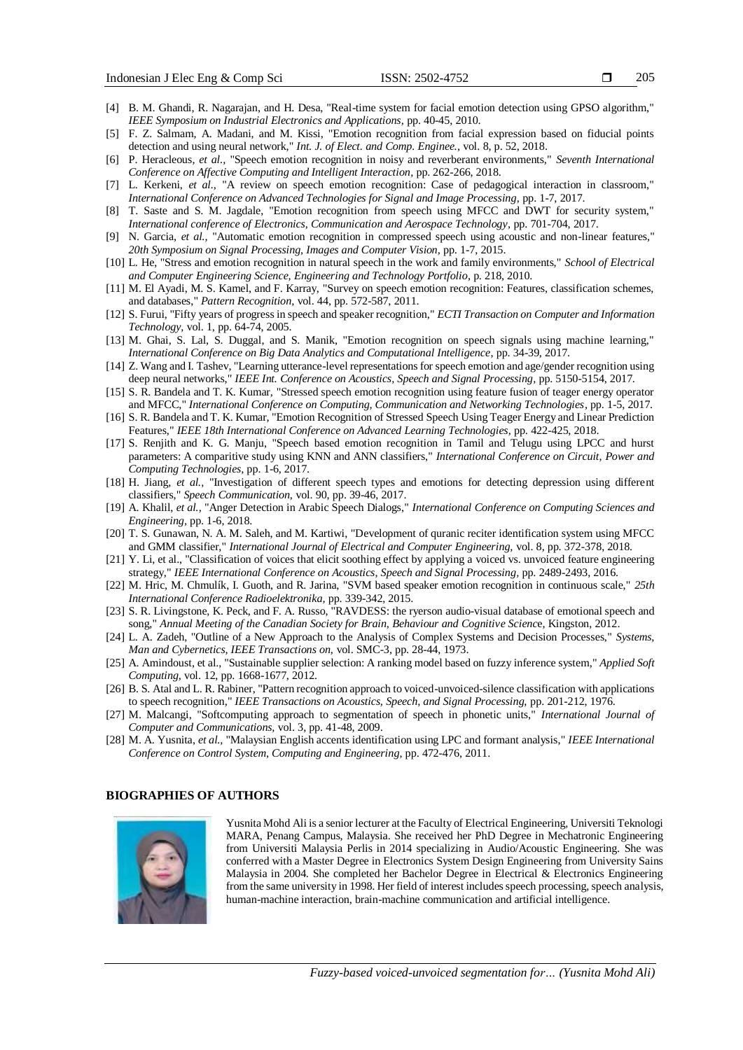[4] B. M. Ghandi, R. Nagarajan, and H. Desa, "Real-time system for facial emotion detection using GPSO algorithm," *IEEE Symposium on Industrial Electronics and Applications*, pp. 40-45, 2010.

[5] F. Z. Salmam, A. Madani, and M. Kissi, "Emotion recognition from facial expression based on fiducial points detection and using neural network," *Int. J. of Elect. and Comp. Enginee.*, vol. 8, p. 52, 2018.

[6] P. Heracleous, *et al.*, "Speech emotion recognition in noisy and reverberant environments," *Seventh International Conference on Affective Computing and Intelligent Interaction*, pp. 262-266, 2018.

[7] L. Kerkeni, *et al.*, "A review on speech emotion recognition: Case of pedagogical interaction in classroom," *International Conference on Advanced Technologies for Signal and Image Processing*, pp. 1-7, 2017.

[8] T. Saste and S. M. Jagdale, "Emotion recognition from speech using MFCC and DWT for security system," *International conference of Electronics, Communication and Aerospace Technology*, pp. 701-704, 2017.

[9] N. Garcia, *et al.*, "Automatic emotion recognition in compressed speech using acoustic and non-linear features," *20th Symposium on Signal Processing, Images and Computer Vision*, pp. 1-7, 2015.

[10] L. He, "Stress and emotion recognition in natural speech in the work and family environments," *School of Electrical and Computer Engineering Science, Engineering and Technology Portfolio*, p. 218, 2010.

[11] M. El Ayadi, M. S. Kamel, and F. Karray, "Survey on speech emotion recognition: Features, classification schemes, and databases," *Pattern Recognition*, vol. 44, pp. 572-587, 2011.

[12] S. Furui, "Fifty years of progress in speech and speaker recognition," *ECTI Transaction on Computer and Information Technology*, vol. 1, pp. 64-74, 2005.

[13] M. Ghai, S. Lal, S. Duggal, and S. Manik, "Emotion recognition on speech signals using machine learning," *International Conference on Big Data Analytics and Computational Intelligence*, pp. 34-39, 2017.

[14] Z. Wang and I. Tashev, "Learning utterance-level representations for speech emotion and age/gender recognition using deep neural networks," *IEEE Int. Conference on Acoustics, Speech and Signal Processing*, pp. 5150-5154, 2017.

[15] S. R. Bandela and T. K. Kumar, "Stressed speech emotion recognition using feature fusion of teager energy operator and MFCC," *International Conference on Computing, Communication and Networking Technologies*, pp. 1-5, 2017.

[16] S. R. Bandela and T. K. Kumar, "Emotion Recognition of Stressed Speech Using Teager Energy and Linear Prediction Features," *IEEE 18th International Conference on Advanced Learning Technologies*, pp. 422-425, 2018.

[17] S. Renjith and K. G. Manju, "Speech based emotion recognition in Tamil and Telugu using LPCC and hurst parameters: A comparitive study using KNN and ANN classifiers," *International Conference on Circuit, Power and Computing Technologies*, pp. 1-6, 2017.

[18] H. Jiang, *et al.*, "Investigation of different speech types and emotions for detecting depression using different classifiers," *Speech Communication*, vol. 90, pp. 39-46, 2017.

[19] A. Khalil, *et al.*, "Anger Detection in Arabic Speech Dialogs," *International Conference on Computing Sciences and Engineering*, pp. 1-6, 2018.

[20] T. S. Gunawan, N. A. M. Saleh, and M. Kartiwi, "Development of quranic reciter identification system using MFCC and GMM classifier," *International Journal of Electrical and Computer Engineering*, vol. 8, pp. 372-378, 2018.

[21] Y. Li, et al., "Classification of voices that elicit soothing effect by applying a voiced vs. unvoiced feature engineering strategy," *IEEE International Conference on Acoustics, Speech and Signal Processing*, pp. 2489-2493, 2016.

[22] M. Hric, M. Chmulík, I. Guoth, and R. Jarina, "SVM based speaker emotion recognition in continuous scale," *25th International Conference Radioelektronika*, pp. 339-342, 2015.

[23] S. R. Livingstone, K. Peck, and F. A. Russo, "RAVDESS: the ryerson audio-visual database of emotional speech and song," *Annual Meeting of the Canadian Society for Brain, Behaviour and Cognitive Scienc*e, Kingston, 2012.

[24] L. A. Zadeh, "Outline of a New Approach to the Analysis of Complex Systems and Decision Processes," *Systems, Man and Cybernetics, IEEE Transactions on*, vol. SMC-3, pp. 28-44, 1973.

[25] A. Amindoust, et al., "Sustainable supplier selection: A ranking model based on fuzzy inference system," *Applied Soft Computing*, vol. 12, pp. 1668-1677, 2012.

[26] B. S. Atal and L. R. Rabiner, "Pattern recognition approach to voiced-unvoiced-silence classification with applications to speech recognition," *IEEE Transactions on Acoustics, Speech, and Signal Processing*, pp. 201-212, 1976.

[27] M. Malcangi, "Softcomputing approach to segmentation of speech in phonetic units," *International Journal of Computer and Communications*, vol. 3, pp. 41-48, 2009.

[28] M. A. Yusnita, *et al.*, "Malaysian English accents identification using LPC and formant analysis," *IEEE International Conference on Control System, Computing and Engineering*, pp. 472-476, 2011.

## BIOGRAPHIES OF AUTHORS

Yusnita Mohd Ali is a senior lecturer at the Faculty of Electrical Engineering, Universiti Teknologi MARA, Penang Campus, Malaysia. She received her PhD Degree in Mechatronic Engineering from Universiti Malaysia Perlis in 2014 specializing in Audio/Acoustic Engineering. She was conferred with a Master Degree in Electronics System Design Engineering from University Sains Malaysia in 2004. She completed her Bachelor Degree in Electrical & Electronics Engineering from the same university in 1998. Her field of interest includes speech processing, speech analysis, human-machine interaction, brain-machine communication and artificial intelligence.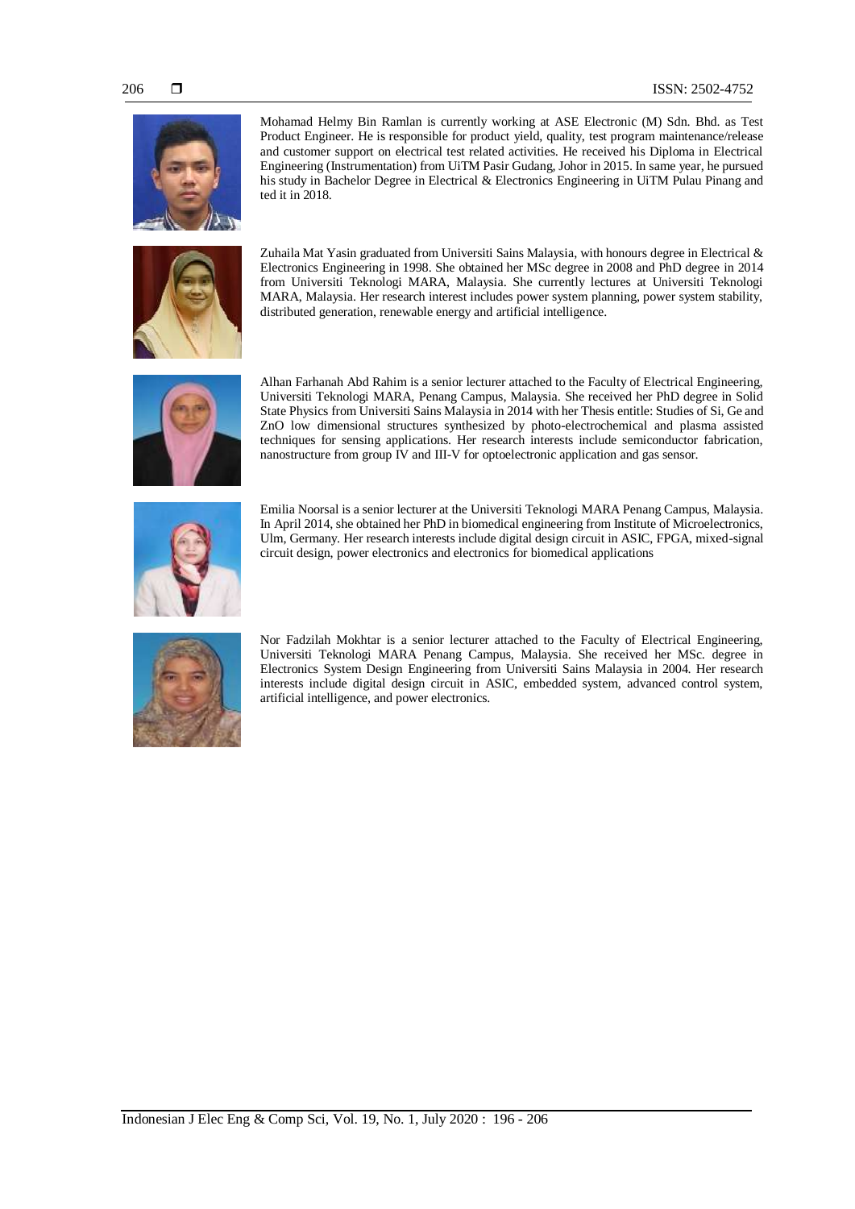Mohamad Helmy Bin Ramlan is currently working at ASE Electronic (M) Sdn. Bhd. as Test Product Engineer. He is responsible for product yield, quality, test program maintenance/release and customer support on electrical test related activities. He received his Diploma in Electrical Engineering (Instrumentation) from UiTM Pasir Gudang, Johor in 2015. In same year, he pursued his study in Bachelor Degree in Electrical & Electronics Engineering in UiTM Pulau Pinang and ted it in 2018.

Zuhaila Mat Yasin graduated from Universiti Sains Malaysia, with honours degree in Electrical & Electronics Engineering in 1998. She obtained her MSc degree in 2008 and PhD degree in 2014 from Universiti Teknologi MARA, Malaysia. She currently lectures at Universiti Teknologi MARA, Malaysia. Her research interest includes power system planning, power system stability, distributed generation, renewable energy and artificial intelligence.

Alhan Farhanah Abd Rahim is a senior lecturer attached to the Faculty of Electrical Engineering, Universiti Teknologi MARA, Penang Campus, Malaysia. She received her PhD degree in Solid State Physics from Universiti Sains Malaysia in 2014 with her Thesis entitle: Studies of Si, Ge and ZnO low dimensional structures synthesized by photo-electrochemical and plasma assisted techniques for sensing applications. Her research interests include semiconductor fabrication, nanostructure from group IV and III-V for optoelectronic application and gas sensor.

Emilia Noorsal is a senior lecturer at the Universiti Teknologi MARA Penang Campus, Malaysia. In April 2014, she obtained her PhD in biomedical engineering from Institute of Microelectronics, Ulm, Germany. Her research interests include digital design circuit in ASIC, FPGA, mixed-signal circuit design, power electronics and electronics for biomedical applications

Nor Fadzilah Mokhtar is a senior lecturer attached to the Faculty of Electrical Engineering, Universiti Teknologi MARA Penang Campus, Malaysia. She received her MSc. degree in Electronics System Design Engineering from Universiti Sains Malaysia in 2004. Her research interests include digital design circuit in ASIC, embedded system, advanced control system, artificial intelligence, and power electronics.